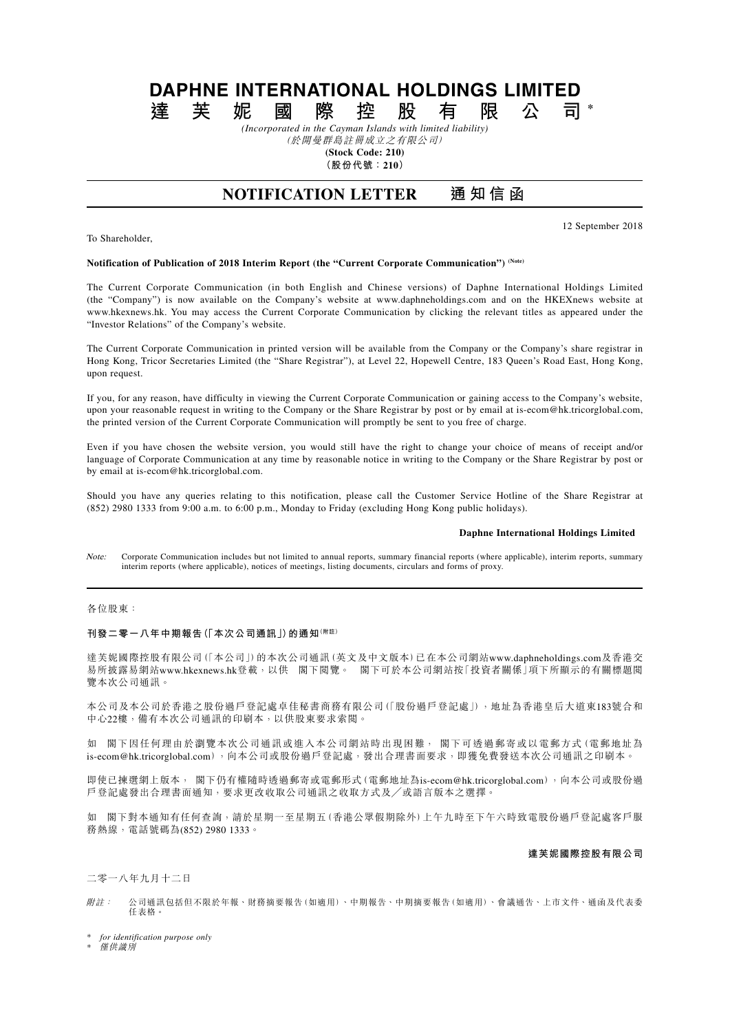# DAPHNE INTERNATIONAL HOLDINGS LIMITED

# 達芙妮國際控股有限公司*

*(Incorporated in the Cayman Islands with limited liability)*

*(於開曼群島註冊成立之有限公司)*

**(Stock Code: 210)**

**(股份代號：210)**

## NOTIFICATION LETTER 通知信函

12 September 2018

To Shareholder,

**Notification of Publication of 2018 Interim Report (the "Current Corporate Communication") (Note)**

The Current Corporate Communication (in both English and Chinese versions) of Daphne International Holdings Limited (the "Company") is now available on the Company's website at www.daphneholdings.com and on the HKEXnews website at www.hkexnews.hk. You may access the Current Corporate Communication by clicking the relevant titles as appeared under the "Investor Relations" of the Company's website.

The Current Corporate Communication in printed version will be available from the Company or the Company's share registrar in Hong Kong, Tricor Secretaries Limited (the "Share Registrar"), at Level 22, Hopewell Centre, 183 Queen's Road East, Hong Kong, upon request.

If you, for any reason, have difficulty in viewing the Current Corporate Communication or gaining access to the Company's website, upon your reasonable request in writing to the Company or the Share Registrar by post or by email at is-ecom@hk.tricorglobal.com, the printed version of the Current Corporate Communication will promptly be sent to you free of charge.

Even if you have chosen the website version, you would still have the right to change your choice of means of receipt and/or language of Corporate Communication at any time by reasonable notice in writing to the Company or the Share Registrar by post or by email at is-ecom@hk.tricorglobal.com.

Should you have any queries relating to this notification, please call the Customer Service Hotline of the Share Registrar at (852) 2980 1333 from 9:00 a.m. to 6:00 p.m., Monday to Friday (excluding Hong Kong public holidays).

**Daphne International Holdings Limited**

*Note:* Corporate Communication includes but not limited to annual reports, summary financial reports (where applicable), interim reports, summary interim reports (where applicable), notices of meetings, listing documents, circulars and forms of proxy.

---

各位股東：

**刊發二零一八年中期報告(「本次公司通訊」)的通知(附註)**

達芙妮國際控股有限公司(「本公司」)的本次公司通訊(英文及中文版本)已在本公司網站www.daphneholdings.com及香港交易所披露易網站www.hkexnews.hk登載，以供 閣下閱覽。 閣下可於本公司網站按「投資者關係」項下所顯示的有關標題閱覽本次公司通訊。

本公司及本公司於香港之股份過戶登記處卓佳秘書商務有限公司(「股份過戶登記處」)，地址為香港皇后大道東183號合和中心22樓，備有本次公司通訊的印刷本，以供股東要求索閱。

如 閣下因任何理由於瀏覽本次公司通訊或進入本公司網站時出現困難， 閣下可透過郵寄或以電郵方式(電郵地址為is-ecom@hk.tricorglobal.com)，向本公司或股份過戶登記處，發出合理書面要求，即獲免費發送本次公司通訊之印刷本。

即使已揀選網上版本， 閣下仍有權隨時透過郵寄或電郵形式(電郵地址為is-ecom@hk.tricorglobal.com)，向本公司或股份過戶登記處發出合理書面通知，要求更改收取公司通訊之收取方式及／或語言版本之選擇。

如 閣下對本通知有任何查詢，請於星期一至星期五(香港公眾假期除外)上午九時至下午六時致電股份過戶登記處客戶服務熱線，電話號碼為(852) 2980 1333。

**達芙妮國際控股有限公司**

二零一八年九月十二日

*附註：* 公司通訊包括但不限於年報、財務摘要報告(如適用)、中期報告、中期摘要報告(如適用)、會議通告、上市文件、通函及代表委任表格。

\* *for identification purpose only*

\* *僅供識別*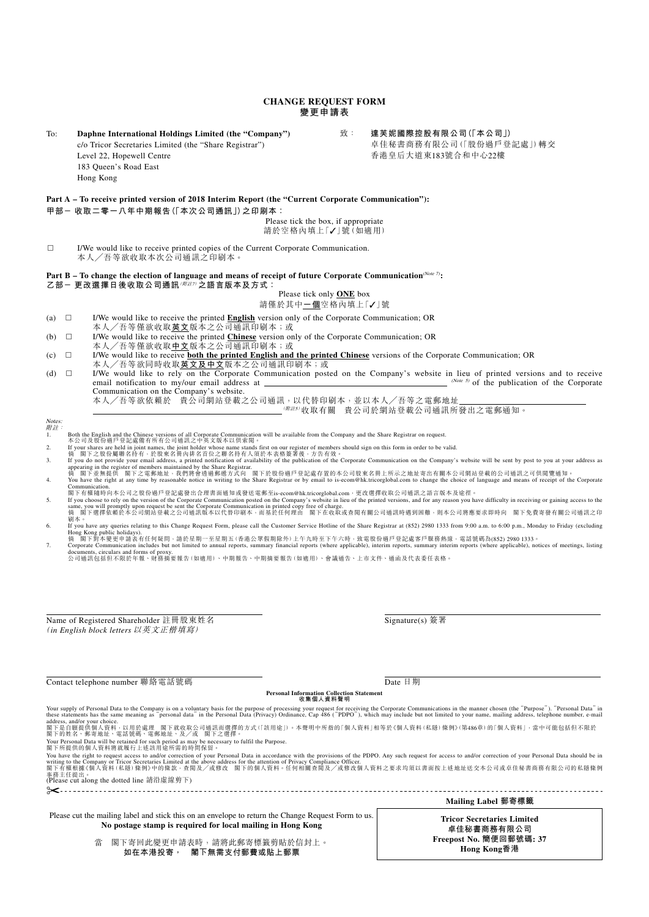# CHANGE REQUEST FORM
# 變更申請表

To: **Daphne International Holdings Limited (the "Company")**
c/o Tricor Secretaries Limited (the "Share Registrar")
Level 22, Hopewell Centre
183 Queen's Road East
Hong Kong

致： **達芙妮國際控股有限公司(「本公司」)**
卓佳秘書商務有限公司(「股份過戶登記處」)轉交
香港皇后大道東183號合和中心22樓

**Part A – To receive printed version of 2018 Interim Report (the "Current Corporate Communication"):**
**甲部－收取二零一八年中期報告(「本次公司通訊」)之印刷本：**

Please tick the box, if appropriate
請於空格內填上「✓」號(如適用)

☐ I/We would like to receive printed copies of the Current Corporate Communication.
本人／吾等欲收取本次公司通訊之印刷本。

**Part B – To change the election of language and means of receipt of future Corporate Communication**(Note 7)**:**
**乙部－更改選擇日後收取公司通訊**(附註7)**之語言版本及方式：**

Please tick only **ONE** box
請僅於其中**一個**空格內填上「✓」號

(a) ☐ I/We would like to receive the printed **English** version only of the Corporate Communication; OR
本人／吾等僅欲收取**英文**版本之公司通訊印刷本；或

(b) ☐ I/We would like to receive the printed **Chinese** version only of the Corporate Communication; OR
本人／吾等僅欲收取**中文**版本之公司通訊印刷本；或

(c) ☐ I/We would like to receive **both the printed English and the printed Chinese** versions of the Corporate Communication; OR
本人／吾等欲同時收取**英文及中文**版本之公司通訊印刷本；或

(d) ☐ I/We would like to rely on the Corporate Communication posted on the Company's website in lieu of printed versions and to receive email notification to my/our email address at ______________________ (Note 5) of the publication of the Corporate Communication on the Company's website.
本人／吾等欲依賴於 貴公司網站登載之公司通訊，以代替印刷本，並以本人／吾等之電郵地址______________________(附註5)收取有關 貴公司於網站登載公司通訊所發出之電郵通知。

*Notes:*
*附註：*

1. Both the English and the Chinese versions of all Corporate Communication will be available from the Company and the Share Registrar on request.
本公司及股份過戶登記處備有所有公司通訊之中英文版本以供索閱。
2. If your shares are held in joint names, the joint holder whose name stands first on our register of members should sign on this form in order to be valid.
倘 閣下之股份屬聯名持有，於股東名冊內排名首位之聯名持有人須於本表格簽署後，方告有效。
3. If you do not provide your email address, a printed notification of availability of the publication of the Corporate Communication on the Company's website will be sent by post to you at your address as appearing in the register of members maintained by the Share Registrar.
倘 閣下並無提供 閣下之電郵地址，我們將會透過郵遞方式向 閣下於股份過戶登記處存置的本公司股東名冊上所示之地址寄出有關本公司網站登載的公司通訊之可供閱覽通知。
4. You have the right at any time by reasonable notice in writing to the Share Registrar or by email to is-ecom@hk.tricorglobal.com to change the choice of language and means of receipt of the Corporate Communication.
閣下有權隨時向本公司之股份過戶登記處發出合理書面通知或發送電郵至is-ecom@hk.tricorglobal.com，更改選擇收取公司通訊之語言版本及途徑。
5. If you choose to rely on the version of the Corporate Communication posted on the Company's website in lieu of the printed versions, and for any reason you have difficulty in receiving or gaining access to the same, you will promptly upon request be sent the Corporate Communication in printed copy free of charge.
倘 閣下選擇依賴於本公司網站登載之公司通訊版本以代替印刷本，而基於任何理由 閣下在收取或查閱有關公司通訊時遇到困難，則本公司將應要求即時向 閣下免費寄發有關公司通訊之印刷本。
6. If you have any queries relating to this Change Request Form, please call the Customer Service Hotline of the Share Registrar at (852) 2980 1333 from 9:00 a.m. to 6:00 p.m., Monday to Friday (excluding Hong Kong public holidays).
倘 閣下對本變更申請表有任何疑問，請於星期一至星期五(香港公眾假期除外)上午九時至下午六時，致電股份過戶登記處客戶服務熱線，電話號碼為(852) 2980 1333。
7. Corporate Communication includes but not limited to annual reports, summary financial reports (where applicable), interim reports, summary interim reports (where applicable), notices of meetings, listing documents, circulars and forms of proxy.
公司通訊包括但不限於年報、財務摘要報告(如適用)、中期報告、中期摘要報告(如適用)、會議通告、上市文件、通函及代表委任表格。

Name of Registered Shareholder 註冊股東姓名 ______________________
*(in English block letters 以英文正楷填寫)*

Signature(s) 簽署 ______________________

Contact telephone number 聯絡電話號碼 ______________________

Date 日期 ______________________

**Personal Information Collection Statement**
**收集個人資料聲明**

Your supply of Personal Data to the Company is on a voluntary basis for the purpose of processing your request for receiving the Corporate Communications in the manner chosen (the "Purpose"). "Personal Data" in these statements has the same meaning as "personal data" in the Personal Data (Privacy) Ordinance, Cap 486 ("PDPO"), which may include but not limited to your name, mailing address, telephone number, e-mail address, and/or your choice.
閣下是自願提供個人資料，以用於處理 閣下就收取公司通訊而選擇的方式(「該用途」)。本聲明中所指的「個人資料」相等於《個人資料(私隱)條例》(第486章)的「個人資料」，當中可能包括但不限於閣下的姓名、郵寄地址、電話號碼、電郵地址、及／或 閣下之選擇。

Your Personal Data will be retained for such period as may be necessary to fulfil the Purpose.
閣下所提供的個人資料將就履行上述該用途所需的時間保留。

You have the right to request access to and/or correction of your Personal Data in accordance with the provisions of the PDPO. Any such request for access to and/or correction of your Personal Data should be in writing to the Company or Tricor Secretaries Limited at the above address for the attention of Privacy Compliance Officer.
閣下有權根據《個人資料(私隱)條例》中的條款，查閱及／或修改 閣下的個人資料。任何相關查閱及／或修改個人資料之要求均須以書面按上述地址送交本公司或卓佳秘書商務有限公司的私隱條例事務主任提出。

(Please cut along the dotted line 請沿虛線剪下)

✂ - - - - - - - - - - - - - - - - - - - - - - - - - - - - - - - - - - - -

Please cut the mailing label and stick this on an envelope to return the Change Request Form to us.
**No postage stamp is required for local mailing in Hong Kong**

當 閣下寄回此變更申請表時，請將此郵寄標籤剪貼於信封上。
**如在本港投寄， 閣下無需支付郵費或貼上郵票**

**Mailing Label 郵寄標籤**

**Tricor Secretaries Limited**
**卓佳秘書商務有限公司**
**Freepost No. 簡便回郵號碼: 37**
**Hong Kong香港**